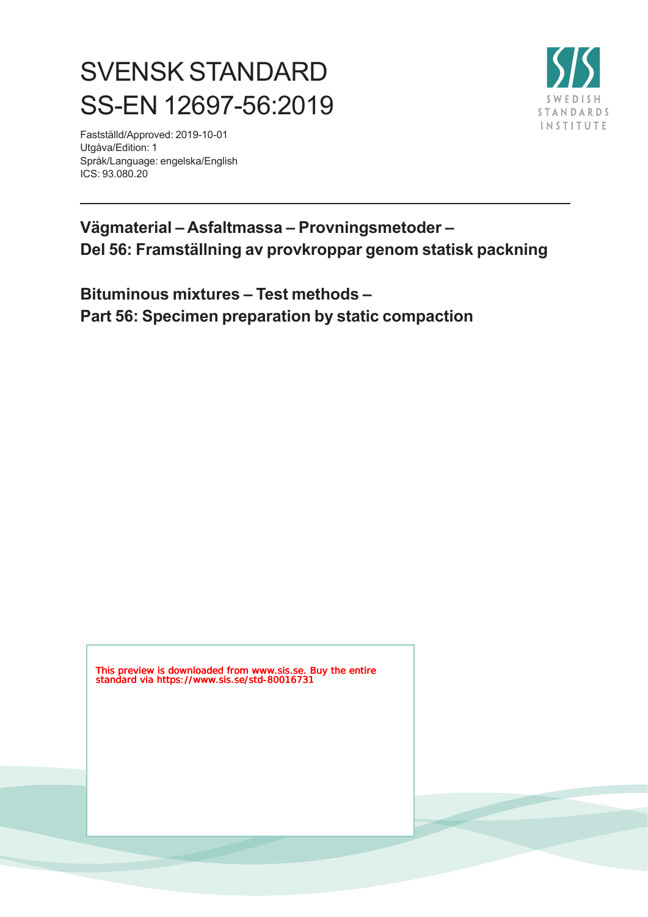# SVENSK STANDARD
# SS-EN 12697-56:2019

Fastställd/Approved: 2019-10-01
Utgåva/Edition: 1
Språk/Language: engelska/English
ICS: 93.080.20

SWEDISH STANDARDS INSTITUTE

---

**Vägmaterial – Asfaltmassa – Provningsmetoder –**
**Del 56: Framställning av provkroppar genom statisk packning**

**Bituminous mixtures – Test methods –**
**Part 56: Specimen preparation by static compaction**

This preview is downloaded from www.sis.se. Buy the entire standard via https://www.sis.se/std-80016731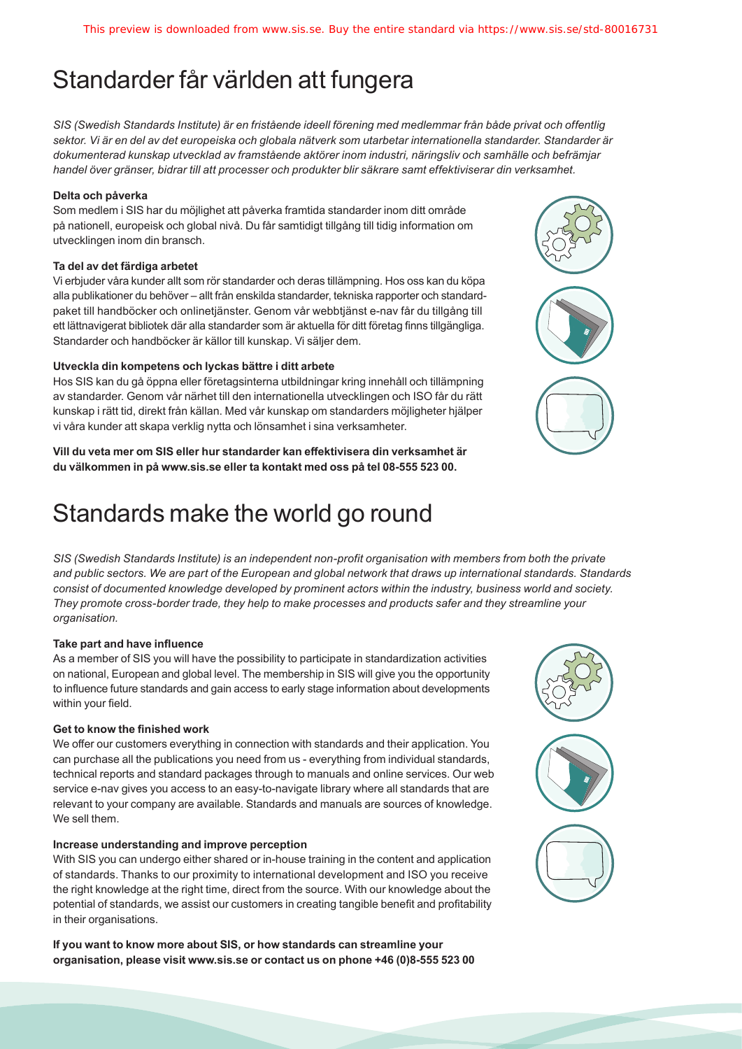# Standarder får världen att fungera

*SIS (Swedish Standards Institute) är en fristående ideell förening med medlemmar från både privat och offentlig sektor. Vi är en del av det europeiska och globala nätverk som utarbetar internationella standarder. Standarder är dokumenterad kunskap utvecklad av framstående aktörer inom industri, näringsliv och samhälle och befrämjar handel över gränser, bidrar till att processer och produkter blir säkrare samt effektiviserar din verksamhet.*

**Delta och påverka**

Som medlem i SIS har du möjlighet att påverka framtida standarder inom ditt område på nationell, europeisk och global nivå. Du får samtidigt tillgång till tidig information om utvecklingen inom din bransch.

**Ta del av det färdiga arbetet**

Vi erbjuder våra kunder allt som rör standarder och deras tillämpning. Hos oss kan du köpa alla publikationer du behöver – allt från enskilda standarder, tekniska rapporter och standardpaket till handböcker och onlinetjänster. Genom vår webbtjänst e-nav får du tillgång till ett lättnavigerat bibliotek där alla standarder som är aktuella för ditt företag finns tillgängliga. Standarder och handböcker är källor till kunskap. Vi säljer dem.

**Utveckla din kompetens och lyckas bättre i ditt arbete**

Hos SIS kan du gå öppna eller företagsinterna utbildningar kring innehåll och tillämpning av standarder. Genom vår närhet till den internationella utvecklingen och ISO får du rätt kunskap i rätt tid, direkt från källan. Med vår kunskap om standarders möjligheter hjälper vi våra kunder att skapa verklig nytta och lönsamhet i sina verksamheter.

**Vill du veta mer om SIS eller hur standarder kan effektivisera din verksamhet är du välkommen in på www.sis.se eller ta kontakt med oss på tel 08-555 523 00.**

# Standards make the world go round

*SIS (Swedish Standards Institute) is an independent non-profit organisation with members from both the private and public sectors. We are part of the European and global network that draws up international standards. Standards consist of documented knowledge developed by prominent actors within the industry, business world and society. They promote cross-border trade, they help to make processes and products safer and they streamline your organisation.*

**Take part and have influence**

As a member of SIS you will have the possibility to participate in standardization activities on national, European and global level. The membership in SIS will give you the opportunity to influence future standards and gain access to early stage information about developments within your field.

**Get to know the finished work**

We offer our customers everything in connection with standards and their application. You can purchase all the publications you need from us - everything from individual standards, technical reports and standard packages through to manuals and online services. Our web service e-nav gives you access to an easy-to-navigate library where all standards that are relevant to your company are available. Standards and manuals are sources of knowledge. We sell them.

**Increase understanding and improve perception**

With SIS you can undergo either shared or in-house training in the content and application of standards. Thanks to our proximity to international development and ISO you receive the right knowledge at the right time, direct from the source. With our knowledge about the potential of standards, we assist our customers in creating tangible benefit and profitability in their organisations.

**If you want to know more about SIS, or how standards can streamline your organisation, please visit www.sis.se or contact us on phone +46 (0)8-555 523 00**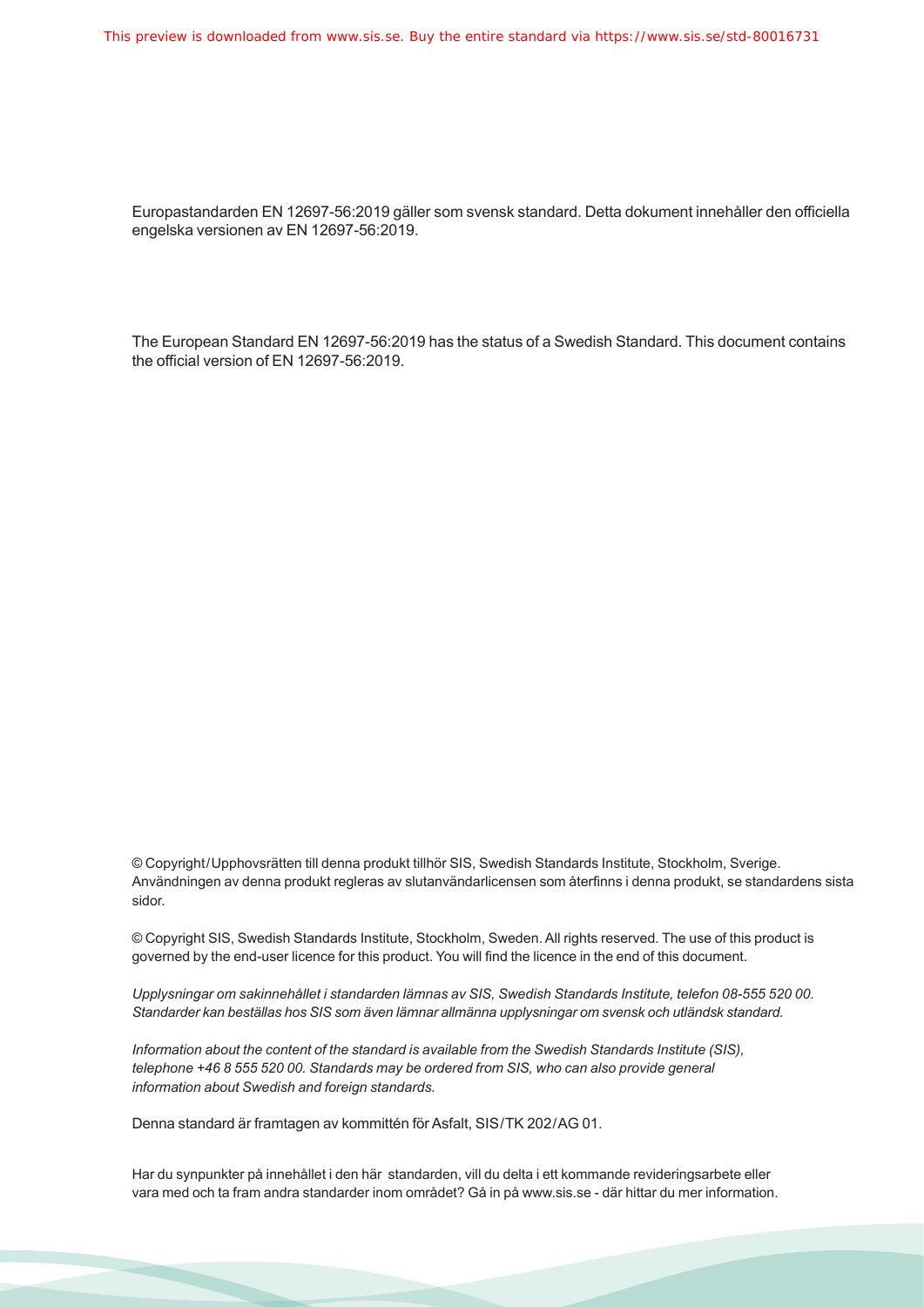Europastandarden EN 12697-56:2019 gäller som svensk standard. Detta dokument innehåller den officiella engelska versionen av EN 12697-56:2019.

The European Standard EN 12697-56:2019 has the status of a Swedish Standard. This document contains the official version of EN 12697-56:2019.

© Copyright/Upphovsrätten till denna produkt tillhör SIS, Swedish Standards Institute, Stockholm, Sverige. Användningen av denna produkt regleras av slutanvändarlicensen som återfinns i denna produkt, se standardens sista sidor.

© Copyright SIS, Swedish Standards Institute, Stockholm, Sweden. All rights reserved. The use of this product is governed by the end-user licence for this product. You will find the licence in the end of this document.

*Upplysningar om sakinnehållet i standarden lämnas av SIS, Swedish Standards Institute, telefon 08-555 520 00. Standarder kan beställas hos SIS som även lämnar allmänna upplysningar om svensk och utländsk standard.*

*Information about the content of the standard is available from the Swedish Standards Institute (SIS), telephone +46 8 555 520 00. Standards may be ordered from SIS, who can also provide general information about Swedish and foreign standards.*

Denna standard är framtagen av kommittén för Asfalt, SIS/TK 202/AG 01.

Har du synpunkter på innehållet i den här standarden, vill du delta i ett kommande revideringsarbete eller vara med och ta fram andra standarder inom området? Gå in på www.sis.se - där hittar du mer information.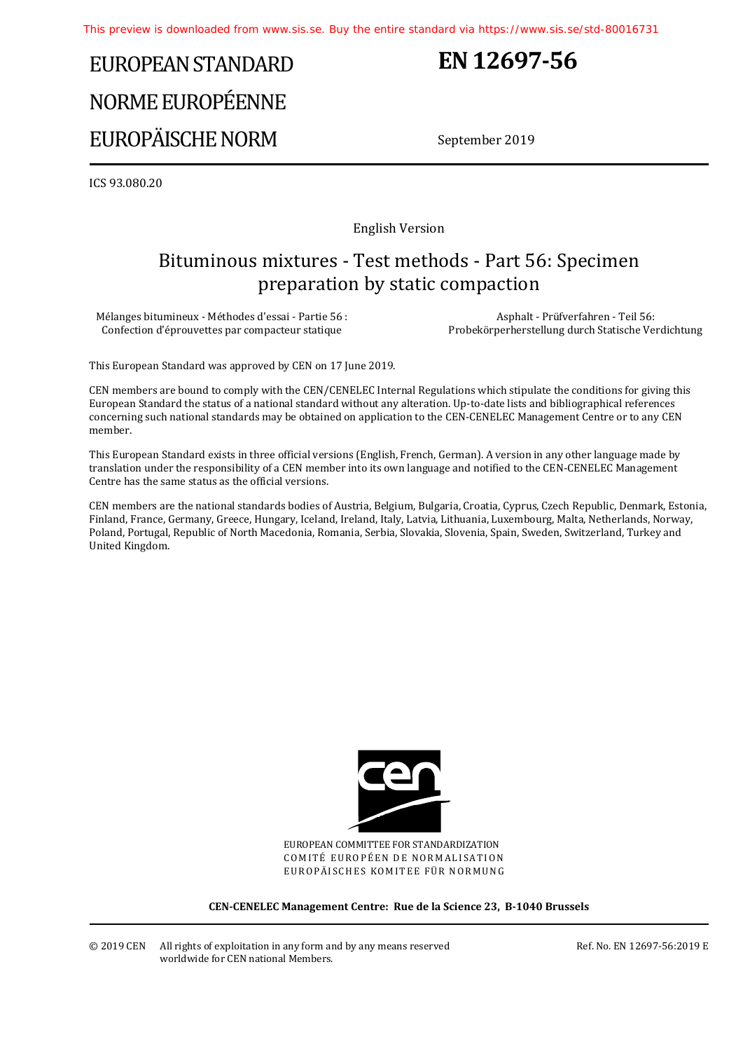# EUROPEAN STANDARD
# NORME EUROPÉENNE
# EUROPÄISCHE NORM

# EN 12697-56

September 2019

ICS 93.080.20

English Version

## Bituminous mixtures - Test methods - Part 56: Specimen preparation by static compaction

Mélanges bitumineux - Méthodes d'essai - Partie 56 : Confection d'éprouvettes par compacteur statique

Asphalt - Prüfverfahren - Teil 56: Probekörperherstellung durch Statische Verdichtung

This European Standard was approved by CEN on 17 June 2019.

CEN members are bound to comply with the CEN/CENELEC Internal Regulations which stipulate the conditions for giving this European Standard the status of a national standard without any alteration. Up-to-date lists and bibliographical references concerning such national standards may be obtained on application to the CEN-CENELEC Management Centre or to any CEN member.

This European Standard exists in three official versions (English, French, German). A version in any other language made by translation under the responsibility of a CEN member into its own language and notified to the CEN-CENELEC Management Centre has the same status as the official versions.

CEN members are the national standards bodies of Austria, Belgium, Bulgaria, Croatia, Cyprus, Czech Republic, Denmark, Estonia, Finland, France, Germany, Greece, Hungary, Iceland, Ireland, Italy, Latvia, Lithuania, Luxembourg, Malta, Netherlands, Norway, Poland, Portugal, Republic of North Macedonia, Romania, Serbia, Slovakia, Slovenia, Spain, Sweden, Switzerland, Turkey and United Kingdom.

EUROPEAN COMMITTEE FOR STANDARDIZATION
COMITÉ EUROPÉEN DE NORMALISATION
EUROPÄISCHES KOMITEE FÜR NORMUNG

**CEN-CENELEC Management Centre: Rue de la Science 23, B-1040 Brussels**

© 2019 CEN All rights of exploitation in any form and by any means reserved worldwide for CEN national Members.

Ref. No. EN 12697-56:2019 E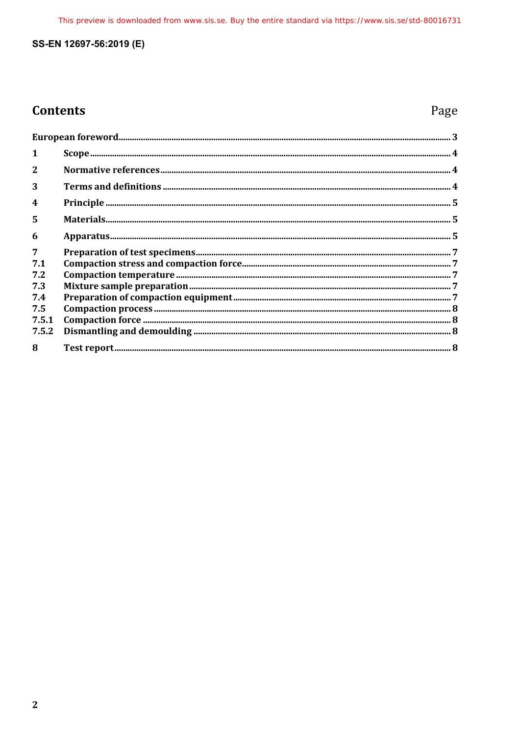# Contents

Page

European foreword ........................................................................................................................................ 3

1 Scope ........................................................................................................................................................ 4

2 Normative references ........................................................................................................................ 4

3 Terms and definitions ....................................................................................................................... 4

4 Principle ................................................................................................................................................ 5

5 Materials ................................................................................................................................................ 5

6 Apparatus .............................................................................................................................................. 5

7 Preparation of test specimens ........................................................................................................ 7

7.1 Compaction stress and compaction force ...................................................................................... 7

7.2 Compaction temperature .................................................................................................................. 7

7.3 Mixture sample preparation ............................................................................................................ 7

7.4 Preparation of compaction equipment ......................................................................................... 7

7.5 Compaction process ............................................................................................................................ 8

7.5.1 Compaction force ................................................................................................................................. 8

7.5.2 Dismantling and demoulding ........................................................................................................... 8

8 Test report ............................................................................................................................................. 8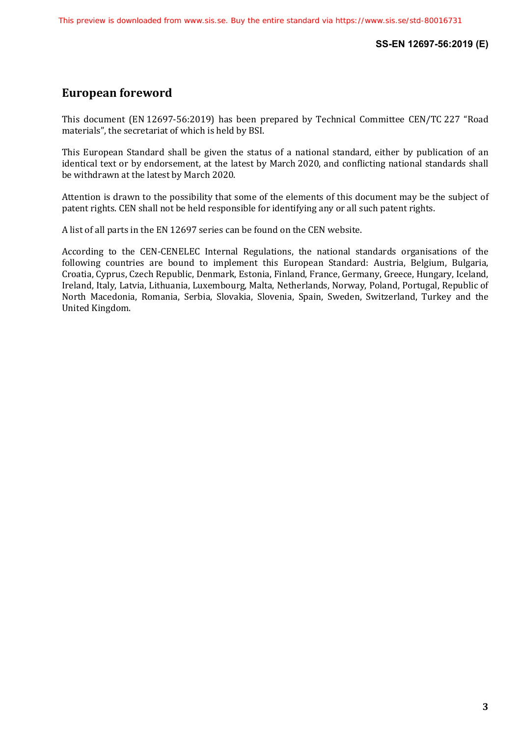## European foreword

This document (EN 12697-56:2019) has been prepared by Technical Committee CEN/TC 227 “Road materials”, the secretariat of which is held by BSI.

This European Standard shall be given the status of a national standard, either by publication of an identical text or by endorsement, at the latest by March 2020, and conflicting national standards shall be withdrawn at the latest by March 2020.

Attention is drawn to the possibility that some of the elements of this document may be the subject of patent rights. CEN shall not be held responsible for identifying any or all such patent rights.

A list of all parts in the EN 12697 series can be found on the CEN website.

According to the CEN-CENELEC Internal Regulations, the national standards organisations of the following countries are bound to implement this European Standard: Austria, Belgium, Bulgaria, Croatia, Cyprus, Czech Republic, Denmark, Estonia, Finland, France, Germany, Greece, Hungary, Iceland, Ireland, Italy, Latvia, Lithuania, Luxembourg, Malta, Netherlands, Norway, Poland, Portugal, Republic of North Macedonia, Romania, Serbia, Slovakia, Slovenia, Spain, Sweden, Switzerland, Turkey and the United Kingdom.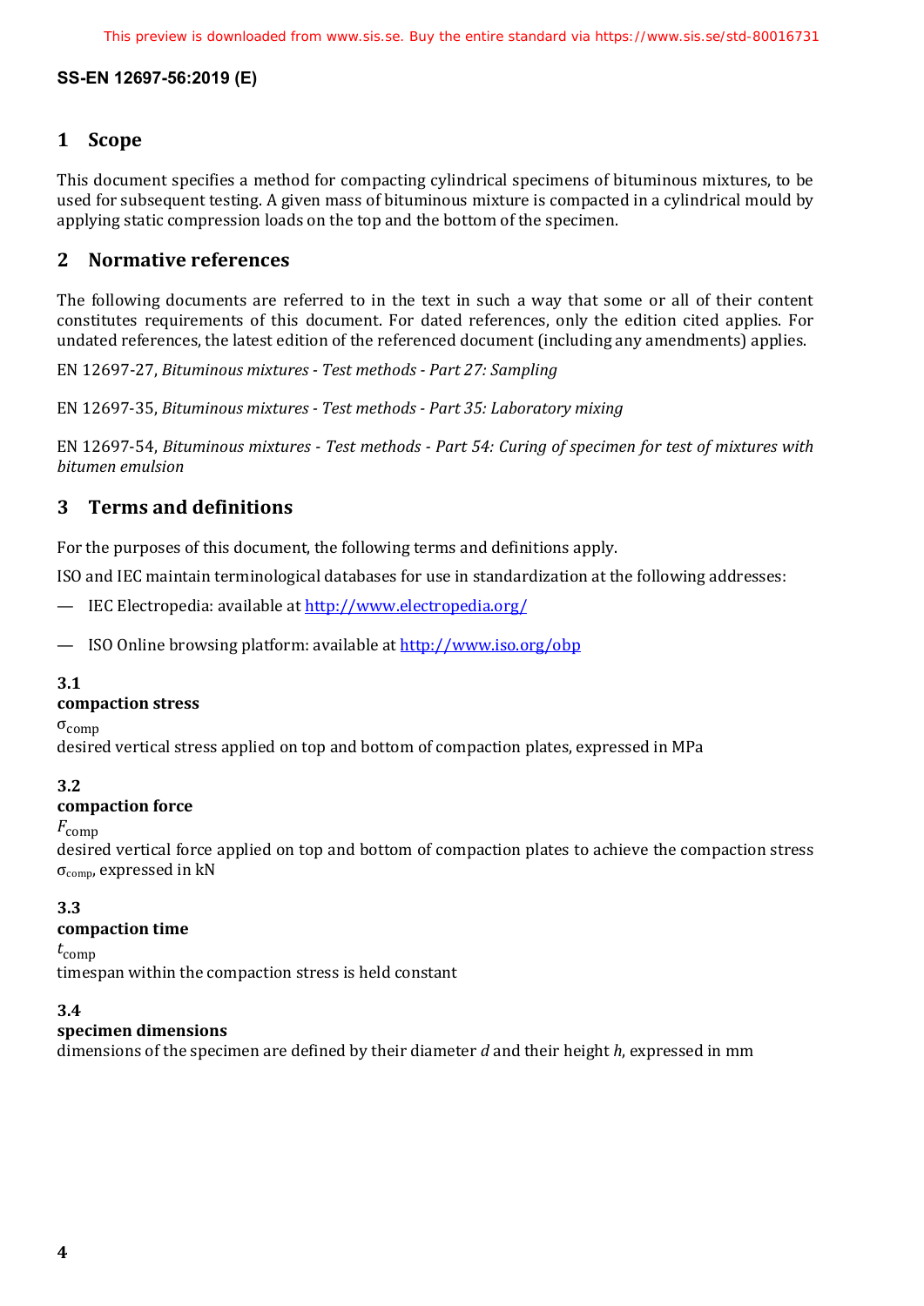## 1 Scope

This document specifies a method for compacting cylindrical specimens of bituminous mixtures, to be used for subsequent testing. A given mass of bituminous mixture is compacted in a cylindrical mould by applying static compression loads on the top and the bottom of the specimen.

## 2 Normative references

The following documents are referred to in the text in such a way that some or all of their content constitutes requirements of this document. For dated references, only the edition cited applies. For undated references, the latest edition of the referenced document (including any amendments) applies.

EN 12697-27, *Bituminous mixtures - Test methods - Part 27: Sampling*

EN 12697-35, *Bituminous mixtures - Test methods - Part 35: Laboratory mixing*

EN 12697-54, *Bituminous mixtures - Test methods - Part 54: Curing of specimen for test of mixtures with bitumen emulsion*

## 3 Terms and definitions

For the purposes of this document, the following terms and definitions apply.

ISO and IEC maintain terminological databases for use in standardization at the following addresses:

— IEC Electropedia: available at http://www.electropedia.org/

— ISO Online browsing platform: available at http://www.iso.org/obp

**3.1**
**compaction stress**
$\sigma_{comp}$
desired vertical stress applied on top and bottom of compaction plates, expressed in MPa

**3.2**
**compaction force**
$F_{comp}$
desired vertical force applied on top and bottom of compaction plates to achieve the compaction stress $\sigma_{comp}$, expressed in kN

**3.3**
**compaction time**
$t_{comp}$
timespan within the compaction stress is held constant

**3.4**
**specimen dimensions**
dimensions of the specimen are defined by their diameter $d$ and their height $h$, expressed in mm